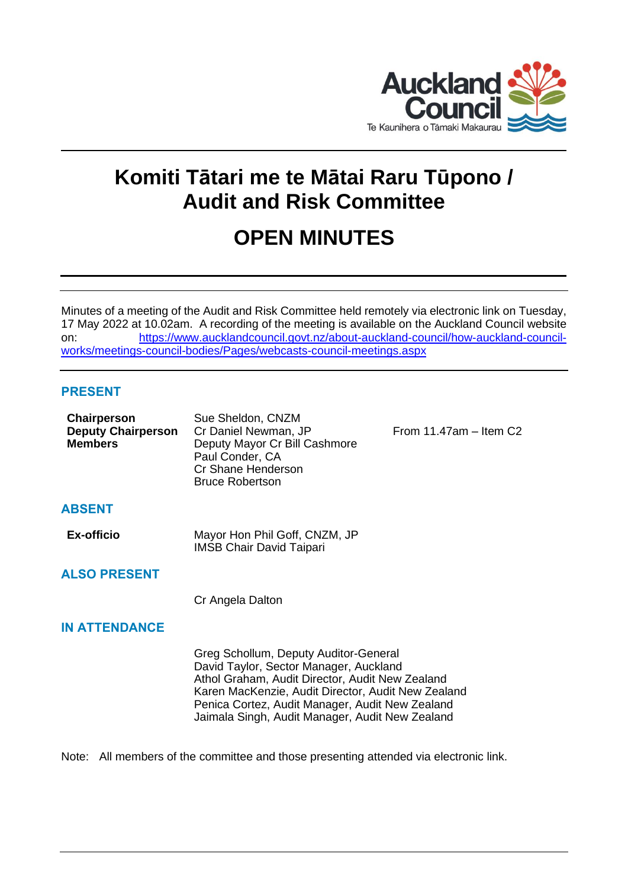# Komiti Tātari me te Mātai Raru Tūpono / Audit and Risk Committee

# OPEN MINUTES

Minutes of a meeting of the Audit and Risk Committee held remotely via electronic link on Tuesday, 17 May 2022 at 10.02am. A recording of the meeting is available on the Auckland Council website on: https://www.aucklandcouncil.govt.nz/about-auckland-council/how-auckland-council-works/meetings-council-bodies/Pages/webcasts-council-meetings.aspx

## PRESENT

| | | |
|---|---|---|
| **Chairperson** | Sue Sheldon, CNZM | |
| **Deputy Chairperson** | Cr Daniel Newman, JP | From 11.47am – Item C2 |
| **Members** | Deputy Mayor Cr Bill Cashmore | |
| | Paul Conder, CA | |
| | Cr Shane Henderson | |
| | Bruce Robertson | |

## ABSENT

| | |
|---|---|
| **Ex-officio** | Mayor Hon Phil Goff, CNZM, JP |
| | IMSB Chair David Taipari |

## ALSO PRESENT

Cr Angela Dalton

## IN ATTENDANCE

Greg Schollum, Deputy Auditor-General
David Taylor, Sector Manager, Auckland
Athol Graham, Audit Director, Audit New Zealand
Karen MacKenzie, Audit Director, Audit New Zealand
Penica Cortez, Audit Manager, Audit New Zealand
Jaimala Singh, Audit Manager, Audit New Zealand

Note: All members of the committee and those presenting attended via electronic link.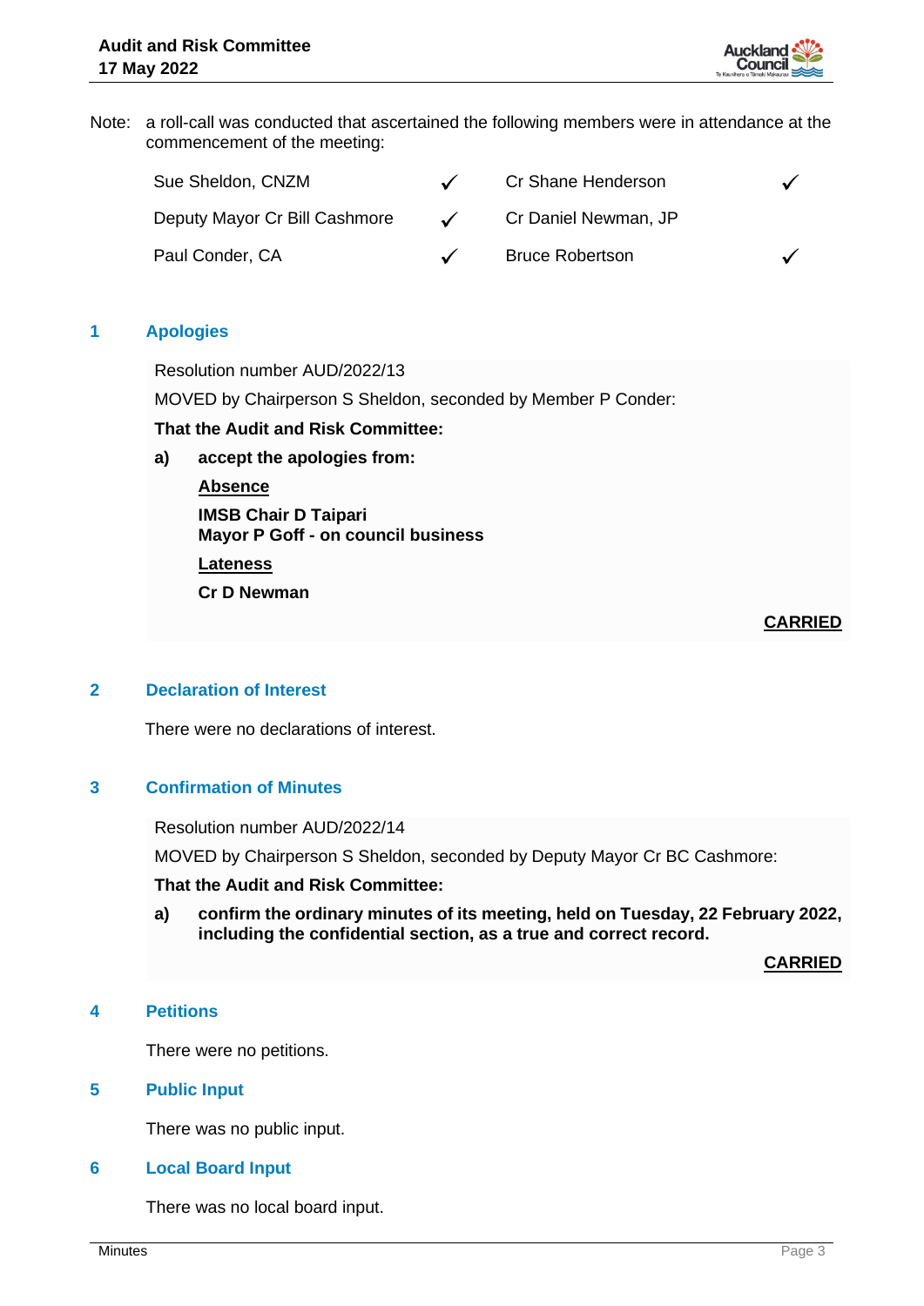Note: a roll-call was conducted that ascertained the following members were in attendance at the commencement of the meeting:

| | | | |
|---|---|---|---|
| Sue Sheldon, CNZM | ✓ | Cr Shane Henderson | ✓ |
| Deputy Mayor Cr Bill Cashmore | ✓ | Cr Daniel Newman, JP | |
| Paul Conder, CA | ✓ | Bruce Robertson | ✓ |

## 1 Apologies

Resolution number AUD/2022/13

MOVED by Chairperson S Sheldon, seconded by Member P Conder:

**That the Audit and Risk Committee:**

**a) accept the apologies from:**

**Absence**

**IMSB Chair D Taipari**
**Mayor P Goff - on council business**

**Lateness**

**Cr D Newman**

**CARRIED**

## 2 Declaration of Interest

There were no declarations of interest.

## 3 Confirmation of Minutes

Resolution number AUD/2022/14

MOVED by Chairperson S Sheldon, seconded by Deputy Mayor Cr BC Cashmore:

**That the Audit and Risk Committee:**

**a) confirm the ordinary minutes of its meeting, held on Tuesday, 22 February 2022, including the confidential section, as a true and correct record.**

**CARRIED**

## 4 Petitions

There were no petitions.

## 5 Public Input

There was no public input.

## 6 Local Board Input

There was no local board input.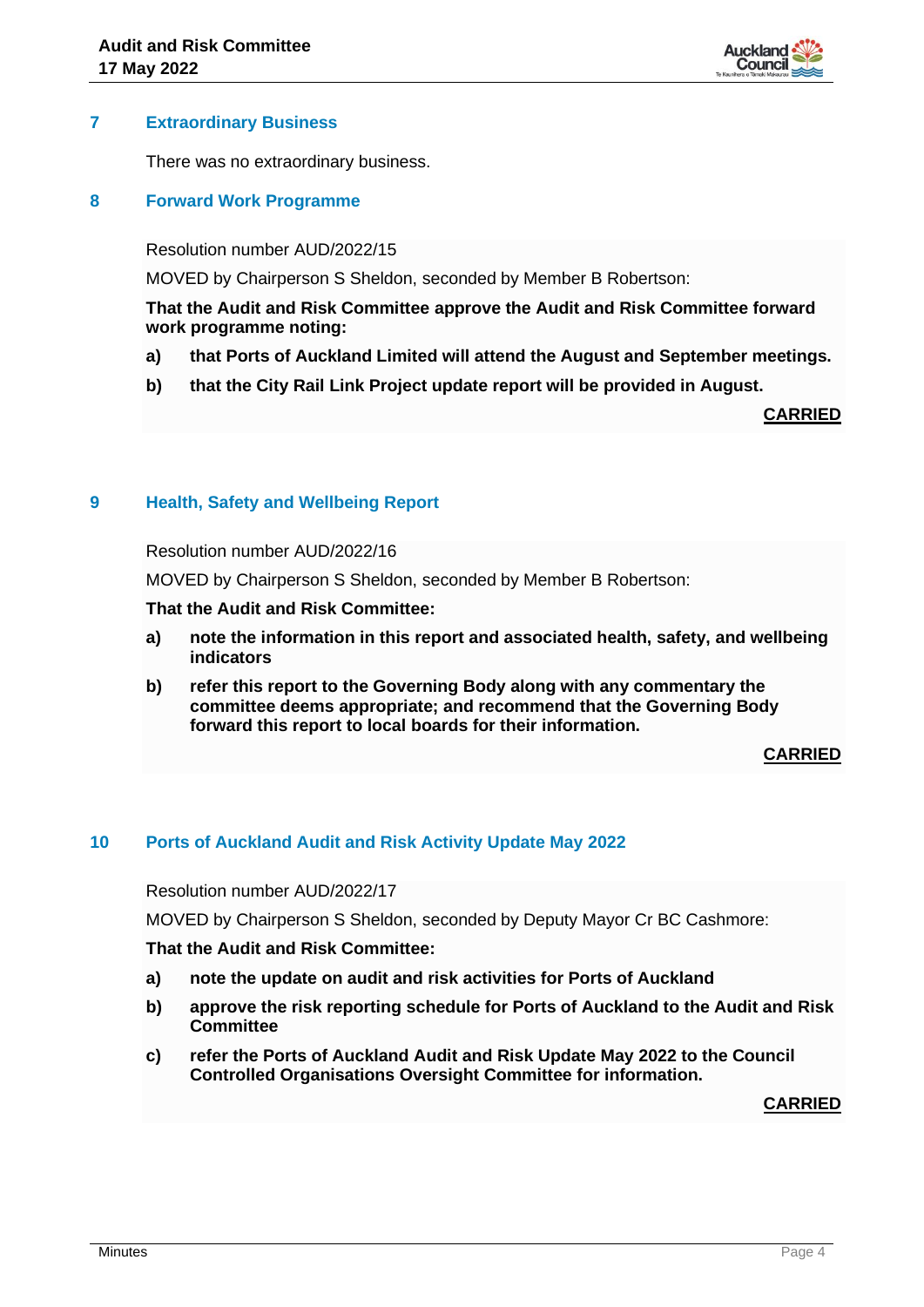## 7 Extraordinary Business

There was no extraordinary business.

## 8 Forward Work Programme

Resolution number AUD/2022/15

MOVED by Chairperson S Sheldon, seconded by Member B Robertson:

**That the Audit and Risk Committee approve the Audit and Risk Committee forward work programme noting:**

**a) that Ports of Auckland Limited will attend the August and September meetings.**

**b) that the City Rail Link Project update report will be provided in August.**

**CARRIED**

## 9 Health, Safety and Wellbeing Report

Resolution number AUD/2022/16

MOVED by Chairperson S Sheldon, seconded by Member B Robertson:

**That the Audit and Risk Committee:**

**a) note the information in this report and associated health, safety, and wellbeing indicators**

**b) refer this report to the Governing Body along with any commentary the committee deems appropriate; and recommend that the Governing Body forward this report to local boards for their information.**

**CARRIED**

## 10 Ports of Auckland Audit and Risk Activity Update May 2022

Resolution number AUD/2022/17

MOVED by Chairperson S Sheldon, seconded by Deputy Mayor Cr BC Cashmore:

**That the Audit and Risk Committee:**

**a) note the update on audit and risk activities for Ports of Auckland**

**b) approve the risk reporting schedule for Ports of Auckland to the Audit and Risk Committee**

**c) refer the Ports of Auckland Audit and Risk Update May 2022 to the Council Controlled Organisations Oversight Committee for information.**

**CARRIED**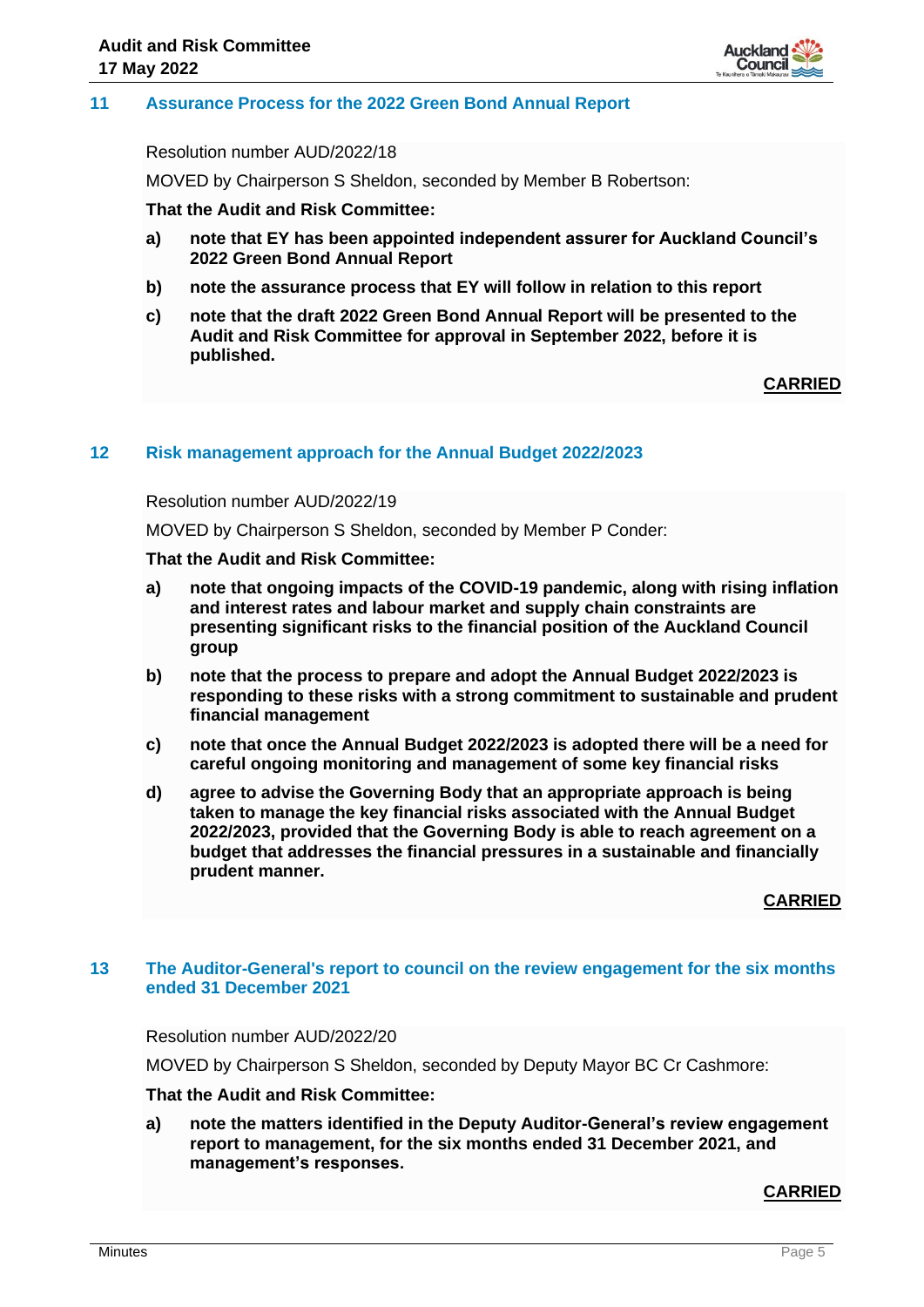## 11 Assurance Process for the 2022 Green Bond Annual Report

Resolution number AUD/2022/18

MOVED by Chairperson S Sheldon, seconded by Member B Robertson:

**That the Audit and Risk Committee:**

**a) note that EY has been appointed independent assurer for Auckland Council's 2022 Green Bond Annual Report**

**b) note the assurance process that EY will follow in relation to this report**

**c) note that the draft 2022 Green Bond Annual Report will be presented to the Audit and Risk Committee for approval in September 2022, before it is published.**

**CARRIED**

## 12 Risk management approach for the Annual Budget 2022/2023

Resolution number AUD/2022/19

MOVED by Chairperson S Sheldon, seconded by Member P Conder:

**That the Audit and Risk Committee:**

**a) note that ongoing impacts of the COVID-19 pandemic, along with rising inflation and interest rates and labour market and supply chain constraints are presenting significant risks to the financial position of the Auckland Council group**

**b) note that the process to prepare and adopt the Annual Budget 2022/2023 is responding to these risks with a strong commitment to sustainable and prudent financial management**

**c) note that once the Annual Budget 2022/2023 is adopted there will be a need for careful ongoing monitoring and management of some key financial risks**

**d) agree to advise the Governing Body that an appropriate approach is being taken to manage the key financial risks associated with the Annual Budget 2022/2023, provided that the Governing Body is able to reach agreement on a budget that addresses the financial pressures in a sustainable and financially prudent manner.**

**CARRIED**

## 13 The Auditor-General's report to council on the review engagement for the six months ended 31 December 2021

Resolution number AUD/2022/20

MOVED by Chairperson S Sheldon, seconded by Deputy Mayor BC Cr Cashmore:

**That the Audit and Risk Committee:**

**a) note the matters identified in the Deputy Auditor-General's review engagement report to management, for the six months ended 31 December 2021, and management's responses.**

**CARRIED**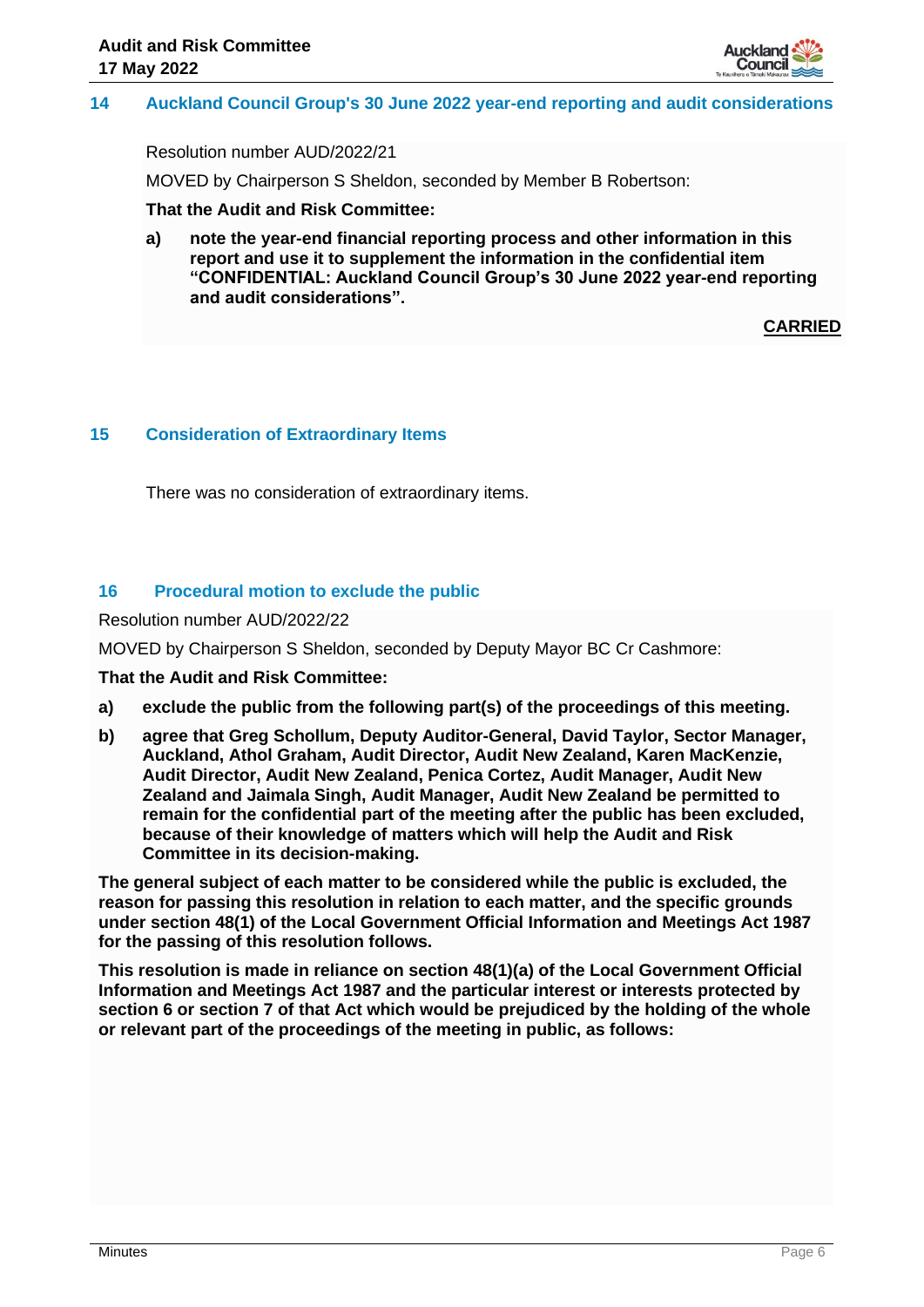## 14 Auckland Council Group's 30 June 2022 year-end reporting and audit considerations

Resolution number AUD/2022/21

MOVED by Chairperson S Sheldon, seconded by Member B Robertson:

**That the Audit and Risk Committee:**

**a) note the year-end financial reporting process and other information in this report and use it to supplement the information in the confidential item "CONFIDENTIAL: Auckland Council Group's 30 June 2022 year-end reporting and audit considerations".**

**CARRIED**

## 15 Consideration of Extraordinary Items

There was no consideration of extraordinary items.

## 16 Procedural motion to exclude the public

Resolution number AUD/2022/22

MOVED by Chairperson S Sheldon, seconded by Deputy Mayor BC Cr Cashmore:

**That the Audit and Risk Committee:**

**a) exclude the public from the following part(s) of the proceedings of this meeting.**

**b) agree that Greg Schollum, Deputy Auditor-General, David Taylor, Sector Manager, Auckland, Athol Graham, Audit Director, Audit New Zealand, Karen MacKenzie, Audit Director, Audit New Zealand, Penica Cortez, Audit Manager, Audit New Zealand and Jaimala Singh, Audit Manager, Audit New Zealand be permitted to remain for the confidential part of the meeting after the public has been excluded, because of their knowledge of matters which will help the Audit and Risk Committee in its decision-making.**

**The general subject of each matter to be considered while the public is excluded, the reason for passing this resolution in relation to each matter, and the specific grounds under section 48(1) of the Local Government Official Information and Meetings Act 1987 for the passing of this resolution follows.**

**This resolution is made in reliance on section 48(1)(a) of the Local Government Official Information and Meetings Act 1987 and the particular interest or interests protected by section 6 or section 7 of that Act which would be prejudiced by the holding of the whole or relevant part of the proceedings of the meeting in public, as follows:**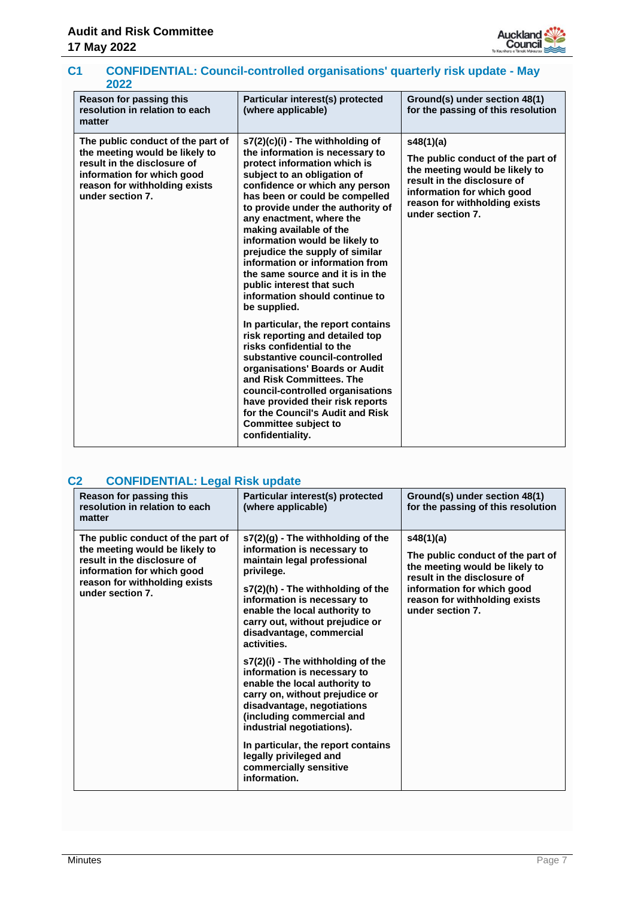### C1 CONFIDENTIAL: Council-controlled organisations' quarterly risk update - May 2022

| Reason for passing this resolution in relation to each matter | Particular interest(s) protected (where applicable) | Ground(s) under section 48(1) for the passing of this resolution |
|---|---|---|
| The public conduct of the part of the meeting would be likely to result in the disclosure of information for which good reason for withholding exists under section 7. | s7(2)(c)(i) - The withholding of the information is necessary to protect information which is subject to an obligation of confidence or which any person has been or could be compelled to provide under the authority of any enactment, where the making available of the information would be likely to prejudice the supply of similar information or information from the same source and it is in the public interest that such information should continue to be supplied.<br><br>In particular, the report contains risk reporting and detailed top risks confidential to the substantive council-controlled organisations' Boards or Audit and Risk Committees. The council-controlled organisations have provided their risk reports for the Council's Audit and Risk Committee subject to confidentiality. | s48(1)(a)<br><br>The public conduct of the part of the meeting would be likely to result in the disclosure of information for which good reason for withholding exists under section 7. |

### C2 CONFIDENTIAL: Legal Risk update

| Reason for passing this resolution in relation to each matter | Particular interest(s) protected (where applicable) | Ground(s) under section 48(1) for the passing of this resolution |
|---|---|---|
| The public conduct of the part of the meeting would be likely to result in the disclosure of information for which good reason for withholding exists under section 7. | s7(2)(g) - The withholding of the information is necessary to maintain legal professional privilege.<br><br>s7(2)(h) - The withholding of the information is necessary to enable the local authority to carry out, without prejudice or disadvantage, commercial activities.<br><br>s7(2)(i) - The withholding of the information is necessary to enable the local authority to carry on, without prejudice or disadvantage, negotiations (including commercial and industrial negotiations).<br><br>In particular, the report contains legally privileged and commercially sensitive information. | s48(1)(a)<br><br>The public conduct of the part of the meeting would be likely to result in the disclosure of information for which good reason for withholding exists under section 7. |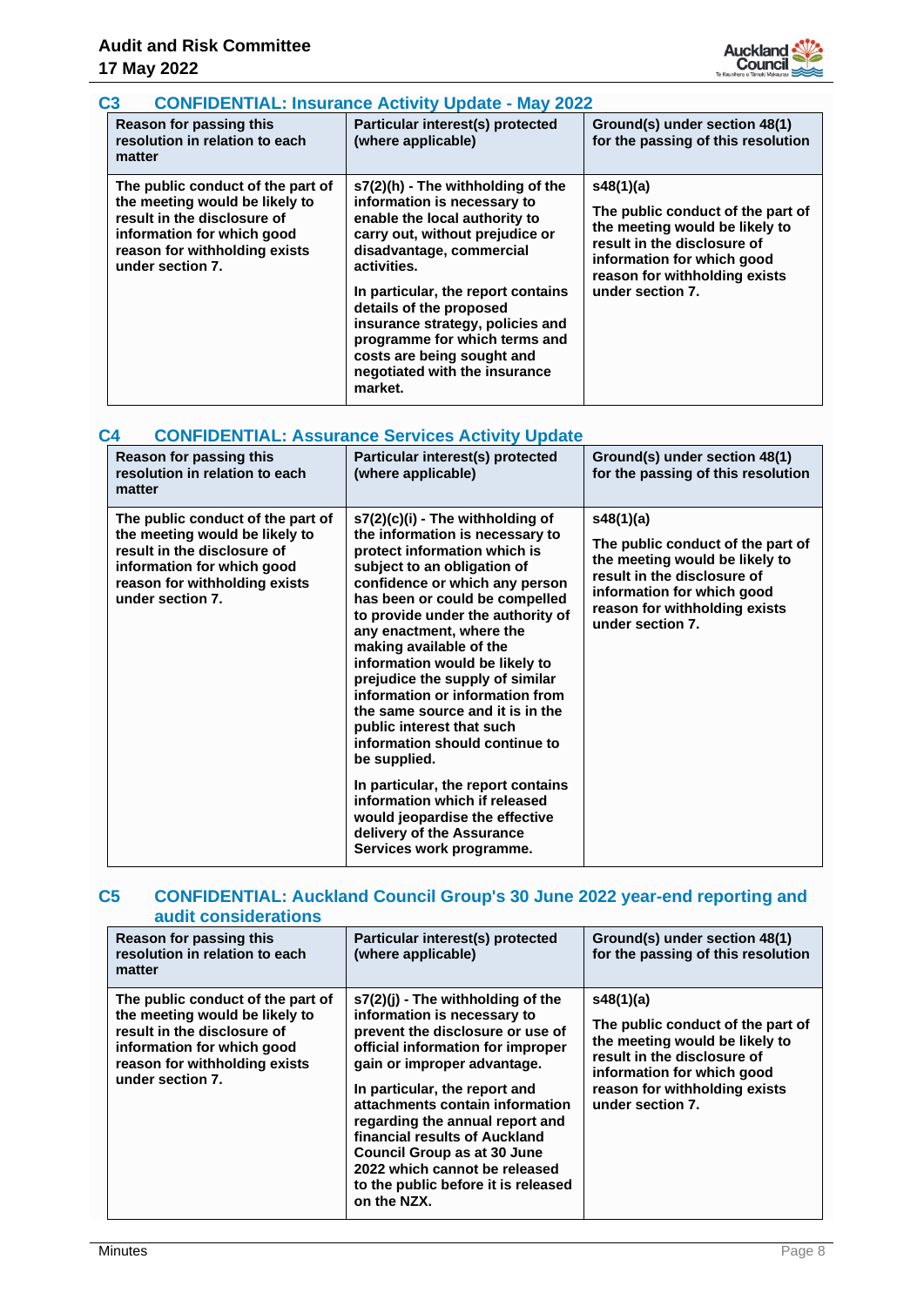### C3 CONFIDENTIAL: Insurance Activity Update - May 2022

| Reason for passing this resolution in relation to each matter | Particular interest(s) protected (where applicable) | Ground(s) under section 48(1) for the passing of this resolution |
|---|---|---|
| The public conduct of the part of the meeting would be likely to result in the disclosure of information for which good reason for withholding exists under section 7. | s7(2)(h) - The withholding of the information is necessary to enable the local authority to carry out, without prejudice or disadvantage, commercial activities.<br><br>In particular, the report contains details of the proposed insurance strategy, policies and programme for which terms and costs are being sought and negotiated with the insurance market. | s48(1)(a)<br><br>The public conduct of the part of the meeting would be likely to result in the disclosure of information for which good reason for withholding exists under section 7. |

### C4 CONFIDENTIAL: Assurance Services Activity Update

| Reason for passing this resolution in relation to each matter | Particular interest(s) protected (where applicable) | Ground(s) under section 48(1) for the passing of this resolution |
|---|---|---|
| The public conduct of the part of the meeting would be likely to result in the disclosure of information for which good reason for withholding exists under section 7. | s7(2)(c)(i) - The withholding of the information is necessary to protect information which is subject to an obligation of confidence or which any person has been or could be compelled to provide under the authority of any enactment, where the making available of the information would be likely to prejudice the supply of similar information or information from the same source and it is in the public interest that such information should continue to be supplied.<br><br>In particular, the report contains information which if released would jeopardise the effective delivery of the Assurance Services work programme. | s48(1)(a)<br><br>The public conduct of the part of the meeting would be likely to result in the disclosure of information for which good reason for withholding exists under section 7. |

### C5 CONFIDENTIAL: Auckland Council Group's 30 June 2022 year-end reporting and audit considerations

| Reason for passing this resolution in relation to each matter | Particular interest(s) protected (where applicable) | Ground(s) under section 48(1) for the passing of this resolution |
|---|---|---|
| The public conduct of the part of the meeting would be likely to result in the disclosure of information for which good reason for withholding exists under section 7. | s7(2)(j) - The withholding of the information is necessary to prevent the disclosure or use of official information for improper gain or improper advantage.<br><br>In particular, the report and attachments contain information regarding the annual report and financial results of Auckland Council Group as at 30 June 2022 which cannot be released to the public before it is released on the NZX. | s48(1)(a)<br><br>The public conduct of the part of the meeting would be likely to result in the disclosure of information for which good reason for withholding exists under section 7. |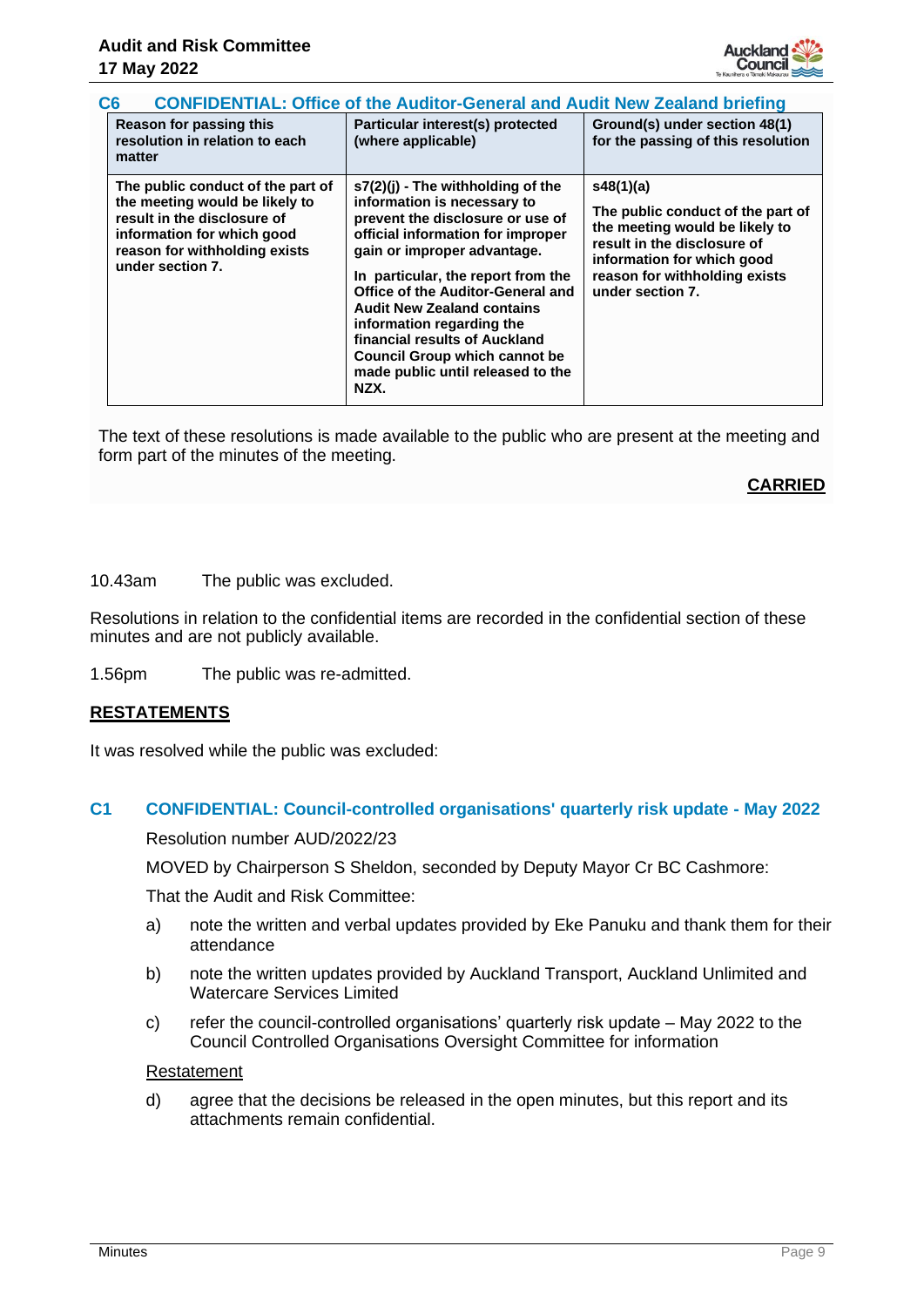### C6 CONFIDENTIAL: Office of the Auditor-General and Audit New Zealand briefing

| Reason for passing this resolution in relation to each matter | Particular interest(s) protected (where applicable) | Ground(s) under section 48(1) for the passing of this resolution |
|---|---|---|
| The public conduct of the part of the meeting would be likely to result in the disclosure of information for which good reason for withholding exists under section 7. | s7(2)(j) - The withholding of the information is necessary to prevent the disclosure or use of official information for improper gain or improper advantage.<br><br>In particular, the report from the Office of the Auditor-General and Audit New Zealand contains information regarding the financial results of Auckland Council Group which cannot be made public until released to the NZX. | s48(1)(a)<br><br>The public conduct of the part of the meeting would be likely to result in the disclosure of information for which good reason for withholding exists under section 7. |

The text of these resolutions is made available to the public who are present at the meeting and form part of the minutes of the meeting.

**CARRIED**

10.43am The public was excluded.

Resolutions in relation to the confidential items are recorded in the confidential section of these minutes and are not publicly available.

1.56pm The public was re-admitted.

**RESTATEMENTS**

It was resolved while the public was excluded:

### C1 CONFIDENTIAL: Council-controlled organisations' quarterly risk update - May 2022

Resolution number AUD/2022/23

MOVED by Chairperson S Sheldon, seconded by Deputy Mayor Cr BC Cashmore:

That the Audit and Risk Committee:

a) note the written and verbal updates provided by Eke Panuku and thank them for their attendance

b) note the written updates provided by Auckland Transport, Auckland Unlimited and Watercare Services Limited

c) refer the council-controlled organisations' quarterly risk update – May 2022 to the Council Controlled Organisations Oversight Committee for information

Restatement

d) agree that the decisions be released in the open minutes, but this report and its attachments remain confidential.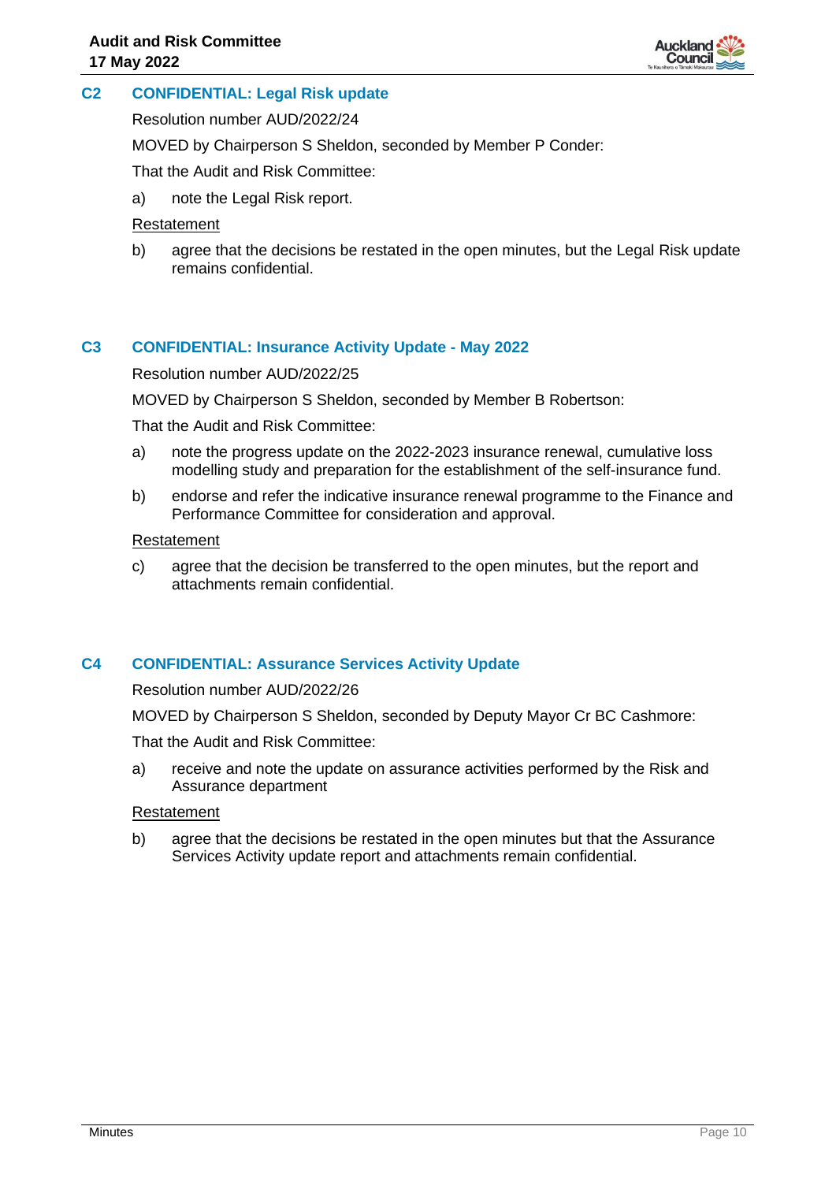## C2 CONFIDENTIAL: Legal Risk update

Resolution number AUD/2022/24

MOVED by Chairperson S Sheldon, seconded by Member P Conder:

That the Audit and Risk Committee:

a) note the Legal Risk report.

Restatement

b) agree that the decisions be restated in the open minutes, but the Legal Risk update remains confidential.

## C3 CONFIDENTIAL: Insurance Activity Update - May 2022

Resolution number AUD/2022/25

MOVED by Chairperson S Sheldon, seconded by Member B Robertson:

That the Audit and Risk Committee:

a) note the progress update on the 2022-2023 insurance renewal, cumulative loss modelling study and preparation for the establishment of the self-insurance fund.

b) endorse and refer the indicative insurance renewal programme to the Finance and Performance Committee for consideration and approval.

Restatement

c) agree that the decision be transferred to the open minutes, but the report and attachments remain confidential.

## C4 CONFIDENTIAL: Assurance Services Activity Update

Resolution number AUD/2022/26

MOVED by Chairperson S Sheldon, seconded by Deputy Mayor Cr BC Cashmore:

That the Audit and Risk Committee:

a) receive and note the update on assurance activities performed by the Risk and Assurance department

Restatement

b) agree that the decisions be restated in the open minutes but that the Assurance Services Activity update report and attachments remain confidential.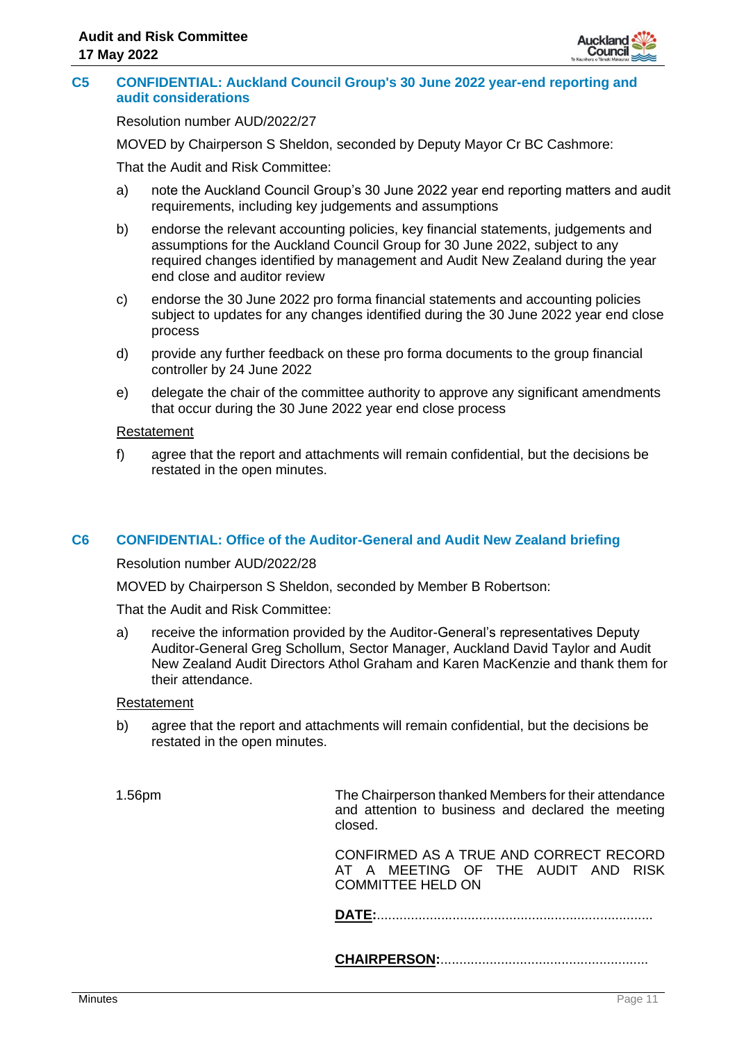## C5 CONFIDENTIAL: Auckland Council Group's 30 June 2022 year-end reporting and audit considerations

Resolution number AUD/2022/27

MOVED by Chairperson S Sheldon, seconded by Deputy Mayor Cr BC Cashmore:

That the Audit and Risk Committee:

a) note the Auckland Council Group's 30 June 2022 year end reporting matters and audit requirements, including key judgements and assumptions

b) endorse the relevant accounting policies, key financial statements, judgements and assumptions for the Auckland Council Group for 30 June 2022, subject to any required changes identified by management and Audit New Zealand during the year end close and auditor review

c) endorse the 30 June 2022 pro forma financial statements and accounting policies subject to updates for any changes identified during the 30 June 2022 year end close process

d) provide any further feedback on these pro forma documents to the group financial controller by 24 June 2022

e) delegate the chair of the committee authority to approve any significant amendments that occur during the 30 June 2022 year end close process

<u>Restatement</u>

f) agree that the report and attachments will remain confidential, but the decisions be restated in the open minutes.

## C6 CONFIDENTIAL: Office of the Auditor-General and Audit New Zealand briefing

Resolution number AUD/2022/28

MOVED by Chairperson S Sheldon, seconded by Member B Robertson:

That the Audit and Risk Committee:

a) receive the information provided by the Auditor-General's representatives Deputy Auditor-General Greg Schollum, Sector Manager, Auckland David Taylor and Audit New Zealand Audit Directors Athol Graham and Karen MacKenzie and thank them for their attendance.

<u>Restatement</u>

b) agree that the report and attachments will remain confidential, but the decisions be restated in the open minutes.

1.56pm

The Chairperson thanked Members for their attendance and attention to business and declared the meeting closed.

CONFIRMED AS A TRUE AND CORRECT RECORD AT A MEETING OF THE AUDIT AND RISK COMMITTEE HELD ON

**DATE:**.........................................................................

**CHAIRPERSON:**.......................................................